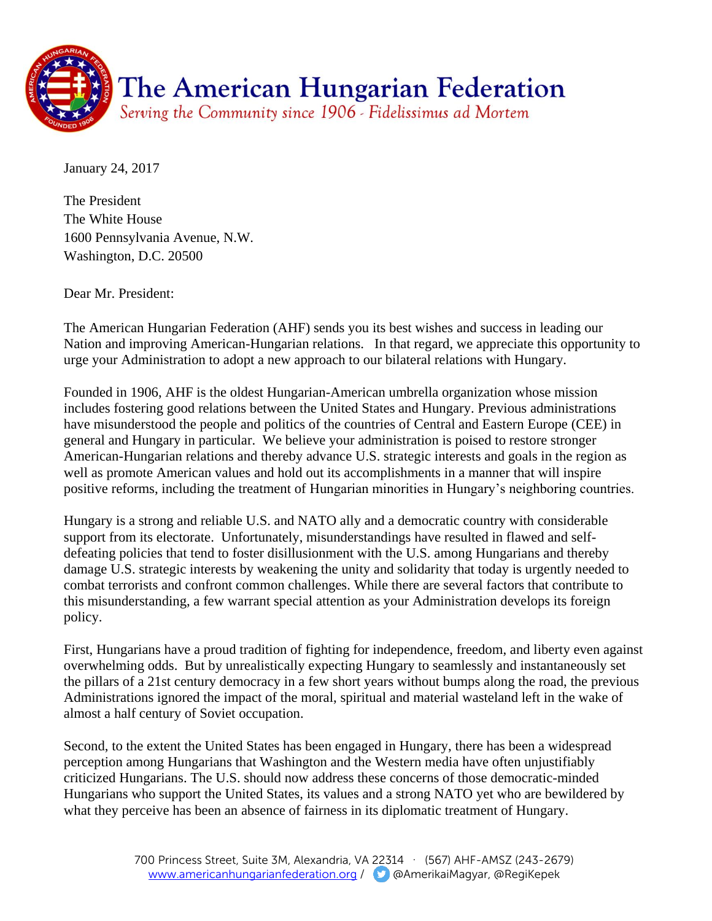# The American Hungarian Federation

*Serving the Community since 1906 - Fidelissimus ad Mortem*

January 24, 2017

The President
The White House
1600 Pennsylvania Avenue, N.W.
Washington, D.C. 20500

Dear Mr. President:

The American Hungarian Federation (AHF) sends you its best wishes and success in leading our Nation and improving American-Hungarian relations. In that regard, we appreciate this opportunity to urge your Administration to adopt a new approach to our bilateral relations with Hungary.

Founded in 1906, AHF is the oldest Hungarian-American umbrella organization whose mission includes fostering good relations between the United States and Hungary. Previous administrations have misunderstood the people and politics of the countries of Central and Eastern Europe (CEE) in general and Hungary in particular. We believe your administration is poised to restore stronger American-Hungarian relations and thereby advance U.S. strategic interests and goals in the region as well as promote American values and hold out its accomplishments in a manner that will inspire positive reforms, including the treatment of Hungarian minorities in Hungary's neighboring countries.

Hungary is a strong and reliable U.S. and NATO ally and a democratic country with considerable support from its electorate. Unfortunately, misunderstandings have resulted in flawed and self-defeating policies that tend to foster disillusionment with the U.S. among Hungarians and thereby damage U.S. strategic interests by weakening the unity and solidarity that today is urgently needed to combat terrorists and confront common challenges. While there are several factors that contribute to this misunderstanding, a few warrant special attention as your Administration develops its foreign policy.

First, Hungarians have a proud tradition of fighting for independence, freedom, and liberty even against overwhelming odds. But by unrealistically expecting Hungary to seamlessly and instantaneously set the pillars of a 21st century democracy in a few short years without bumps along the road, the previous Administrations ignored the impact of the moral, spiritual and material wasteland left in the wake of almost a half century of Soviet occupation.

Second, to the extent the United States has been engaged in Hungary, there has been a widespread perception among Hungarians that Washington and the Western media have often unjustifiably criticized Hungarians. The U.S. should now address these concerns of those democratic-minded Hungarians who support the United States, its values and a strong NATO yet who are bewildered by what they perceive has been an absence of fairness in its diplomatic treatment of Hungary.

700 Princess Street, Suite 3M, Alexandria, VA 22314 · (567) AHF-AMSZ (243-2679)
www.americanhungarianfederation.org / @AmerikaiMagyar, @RegiKepek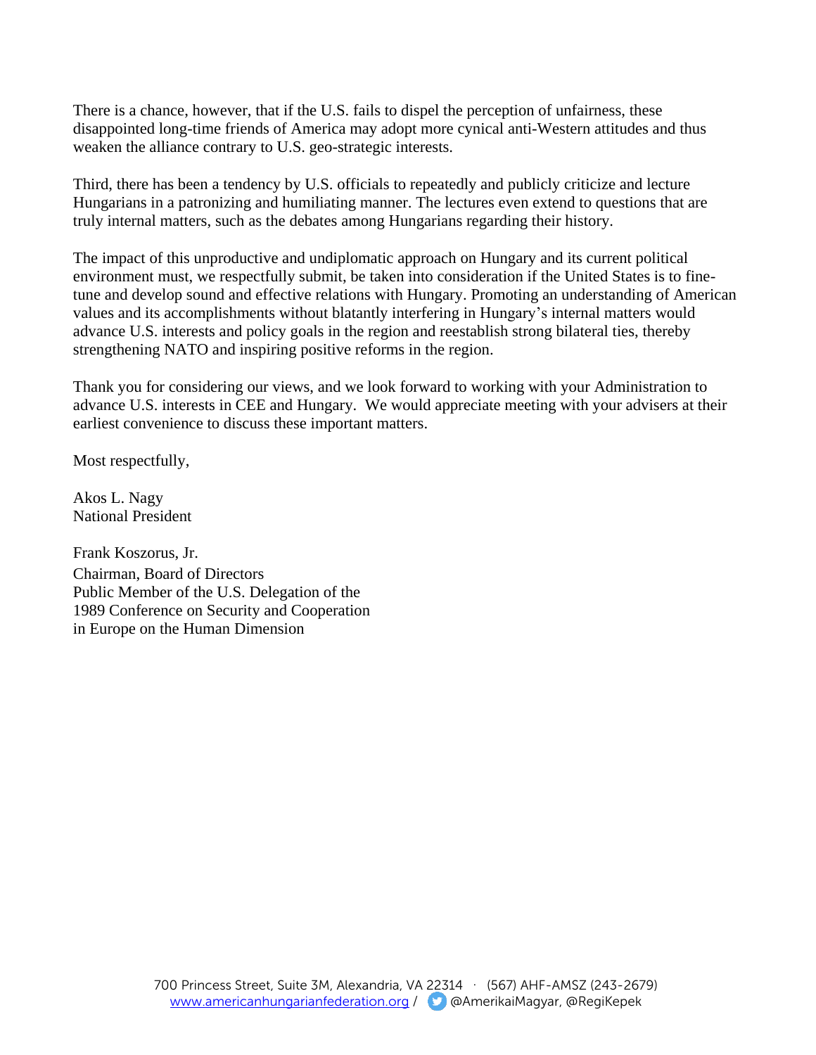There is a chance, however, that if the U.S. fails to dispel the perception of unfairness, these disappointed long-time friends of America may adopt more cynical anti-Western attitudes and thus weaken the alliance contrary to U.S. geo-strategic interests.

Third, there has been a tendency by U.S. officials to repeatedly and publicly criticize and lecture Hungarians in a patronizing and humiliating manner. The lectures even extend to questions that are truly internal matters, such as the debates among Hungarians regarding their history.

The impact of this unproductive and undiplomatic approach on Hungary and its current political environment must, we respectfully submit, be taken into consideration if the United States is to fine-tune and develop sound and effective relations with Hungary. Promoting an understanding of American values and its accomplishments without blatantly interfering in Hungary's internal matters would advance U.S. interests and policy goals in the region and reestablish strong bilateral ties, thereby strengthening NATO and inspiring positive reforms in the region.

Thank you for considering our views, and we look forward to working with your Administration to advance U.S. interests in CEE and Hungary. We would appreciate meeting with your advisers at their earliest convenience to discuss these important matters.

Most respectfully,

Akos L. Nagy
National President

Frank Koszorus, Jr.
Chairman, Board of Directors
Public Member of the U.S. Delegation of the
1989 Conference on Security and Cooperation
in Europe on the Human Dimension

700 Princess Street, Suite 3M, Alexandria, VA 22314 · (567) AHF-AMSZ (243-2679)
www.americanhungarianfederation.org / @AmerikaiMagyar, @RegiKepek